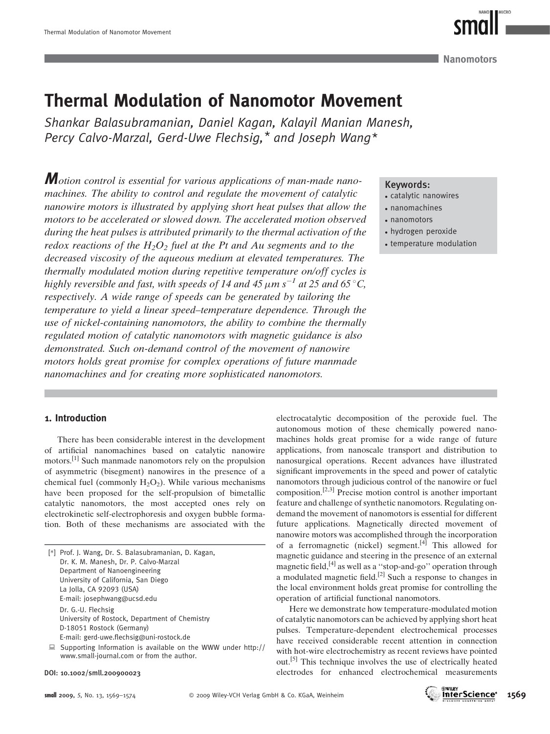Nanomotors

# Thermal Modulation of Nanomotor Movement

*Shankar Balasubramanian, Daniel Kagan, Kalayil Manian Manesh, Percy Calvo-Marzal, Gerd-Uwe Flechsig,\* and Joseph Wang\**

*Motion control is essential for various applications of man-made nanomachines. The ability to control and regulate the movement of catalytic nanowire motors is illustrated by applying short heat pulses that allow the motors to be accelerated or slowed down. The accelerated motion observed during the heat pulses is attributed primarily to the thermal activation of the redox reactions of the $H_2O_2$ fuel at the Pt and Au segments and to the decreased viscosity of the aqueous medium at elevated temperatures. The thermally modulated motion during repetitive temperature on/off cycles is highly reversible and fast, with speeds of 14 and 45 $\mu m\ s^{-1}$ at 25 and 65 °C, respectively. A wide range of speeds can be generated by tailoring the temperature to yield a linear speed–temperature dependence. Through the use of nickel-containing nanomotors, the ability to combine the thermally regulated motion of catalytic nanomotors with magnetic guidance is also demonstrated. Such on-demand control of the movement of nanowire motors holds great promise for complex operations of future manmade nanomachines and for creating more sophisticated nanomotors.*

**Keywords:**
- catalytic nanowires
- nanomachines
- nanomotors
- hydrogen peroxide
- temperature modulation

## 1. Introduction

There has been considerable interest in the development of artificial nanomachines based on catalytic nanowire motors.[1] Such manmade nanomotors rely on the propulsion of asymmetric (bisegment) nanowires in the presence of a chemical fuel (commonly $H_2O_2$). While various mechanisms have been proposed for the self-propulsion of bimetallic catalytic nanomotors, the most accepted ones rely on electrokinetic self-electrophoresis and oxygen bubble formation. Both of these mechanisms are associated with the electrocatalytic decomposition of the peroxide fuel. The autonomous motion of these chemically powered nanomachines holds great promise for a wide range of future applications, from nanoscale transport and distribution to nanosurgical operations. Recent advances have illustrated significant improvements in the speed and power of catalytic nanomotors through judicious control of the nanowire or fuel composition.[2,3] Precise motion control is another important feature and challenge of synthetic nanomotors. Regulating on-demand the movement of nanomotors is essential for different future applications. Magnetically directed movement of nanowire motors was accomplished through the incorporation of a ferromagnetic (nickel) segment.[4] This allowed for magnetic guidance and steering in the presence of an external magnetic field,[4] as well as a ''stop-and-go'' operation through a modulated magnetic field.[2] Such a response to changes in the local environment holds great promise for controlling the operation of artificial functional nanomotors.

Here we demonstrate how temperature-modulated motion of catalytic nanomotors can be achieved by applying short heat pulses. Temperature-dependent electrochemical processes have received considerable recent attention in connection with hot-wire electrochemistry as recent reviews have pointed out.[5] This technique involves the use of electrically heated electrodes for enhanced electrochemical measurements

[\*] Prof. J. Wang, Dr. S. Balasubramanian, D. Kagan, Dr. K. M. Manesh, Dr. P. Calvo-Marzal
Department of Nanoengineering
University of California, San Diego
La Jolla, CA 92093 (USA)
E-mail: josephwang@ucsd.edu

Dr. G.-U. Flechsig
University of Rostock, Department of Chemistry
D-18051 Rostock (Germany)
E-mail: gerd-uwe.flechsig@uni-rostock.de

Supporting Information is available on the WWW under http://www.small-journal.com or from the author.

DOI: 10.1002/smll.200900023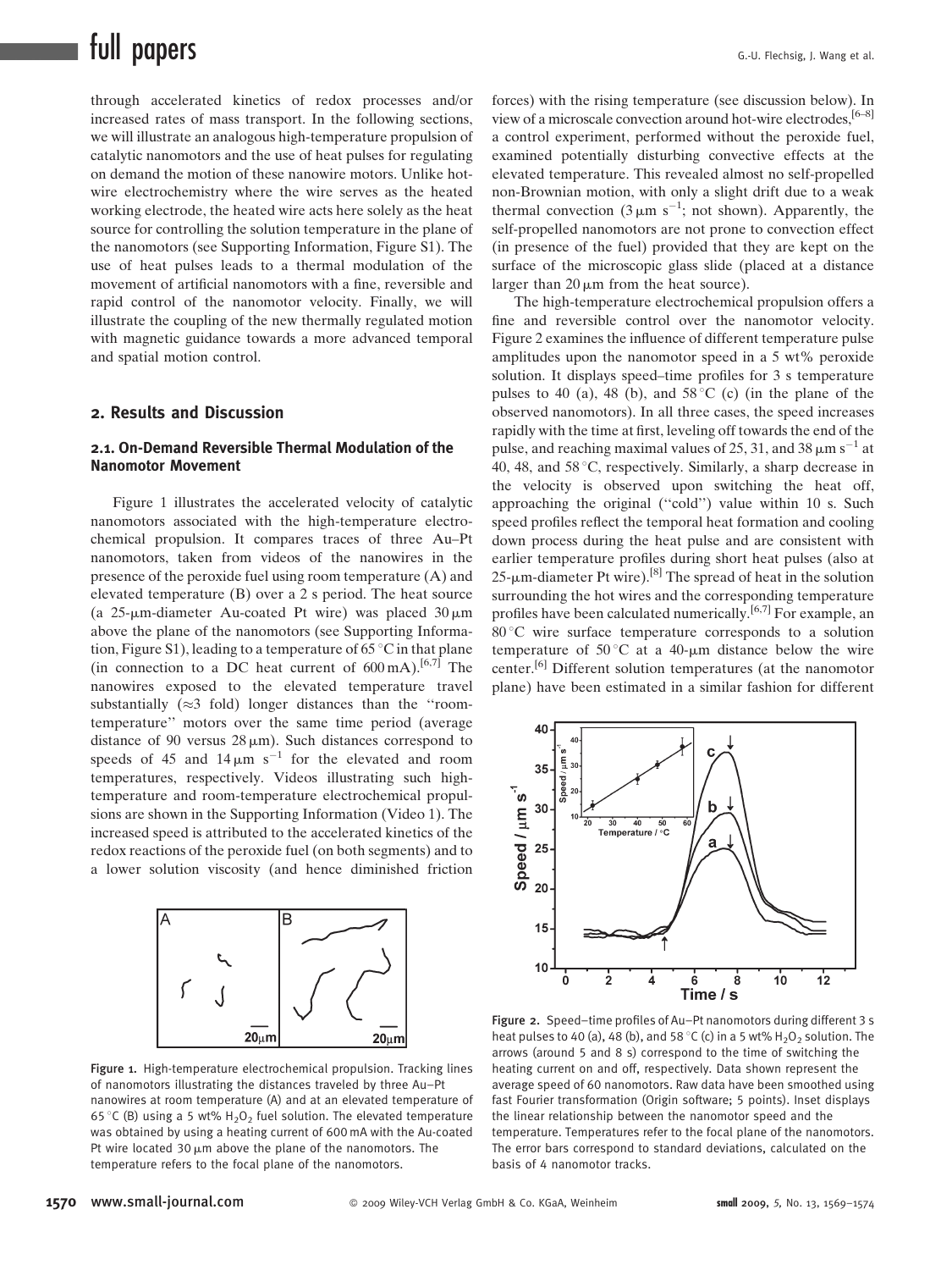through accelerated kinetics of redox processes and/or increased rates of mass transport. In the following sections, we will illustrate an analogous high-temperature propulsion of catalytic nanomotors and the use of heat pulses for regulating on demand the motion of these nanowire motors. Unlike hot-wire electrochemistry where the wire serves as the heated working electrode, the heated wire acts here solely as the heat source for controlling the solution temperature in the plane of the nanomotors (see Supporting Information, Figure S1). The use of heat pulses leads to a thermal modulation of the movement of artificial nanomotors with a fine, reversible and rapid control of the nanomotor velocity. Finally, we will illustrate the coupling of the new thermally regulated motion with magnetic guidance towards a more advanced temporal and spatial motion control.

## 2. Results and Discussion

### 2.1. On-Demand Reversible Thermal Modulation of the Nanomotor Movement

Figure 1 illustrates the accelerated velocity of catalytic nanomotors associated with the high-temperature electrochemical propulsion. It compares traces of three Au–Pt nanomotors, taken from videos of the nanowires in the presence of the peroxide fuel using room temperature (A) and elevated temperature (B) over a 2 s period. The heat source (a 25-μm-diameter Au-coated Pt wire) was placed 30 μm above the plane of the nanomotors (see Supporting Information, Figure S1), leading to a temperature of 65 °C in that plane (in connection to a DC heat current of 600 mA).[6,7] The nanowires exposed to the elevated temperature travel substantially (≈3 fold) longer distances than the "room-temperature" motors over the same time period (average distance of 90 versus 28 μm). Such distances correspond to speeds of 45 and 14 μm $s^{-1}$ for the elevated and room temperatures, respectively. Videos illustrating such high-temperature and room-temperature electrochemical propulsions are shown in the Supporting Information (Video 1). The increased speed is attributed to the accelerated kinetics of the redox reactions of the peroxide fuel (on both segments) and to a lower solution viscosity (and hence diminished friction forces) with the rising temperature (see discussion below). In view of a microscale convection around hot-wire electrodes,[6–8] a control experiment, performed without the peroxide fuel, examined potentially disturbing convective effects at the elevated temperature. This revealed almost no self-propelled non-Brownian motion, with only a slight drift due to a weak thermal convection (3 μm $s^{-1}$; not shown). Apparently, the self-propelled nanomotors are not prone to convection effect (in presence of the fuel) provided that they are kept on the surface of the microscopic glass slide (placed at a distance larger than 20 μm from the heat source).

Figure 1. High-temperature electrochemical propulsion. Tracking lines of nanomotors illustrating the distances traveled by three Au–Pt nanowires at room temperature (A) and at an elevated temperature of 65 °C (B) using a 5 wt% $H_2O_2$ fuel solution. The elevated temperature was obtained by using a heating current of 600 mA with the Au-coated Pt wire located 30 μm above the plane of the nanomotors. The temperature refers to the focal plane of the nanomotors.

The high-temperature electrochemical propulsion offers a fine and reversible control over the nanomotor velocity. Figure 2 examines the influence of different temperature pulse amplitudes upon the nanomotor speed in a 5 wt% peroxide solution. It displays speed–time profiles for 3 s temperature pulses to 40 (a), 48 (b), and 58 °C (c) (in the plane of the observed nanomotors). In all three cases, the speed increases rapidly with the time at first, leveling off towards the end of the pulse, and reaching maximal values of 25, 31, and 38 μm $s^{-1}$ at 40, 48, and 58 °C, respectively. Similarly, a sharp decrease in the velocity is observed upon switching the heat off, approaching the original ("cold") value within 10 s. Such speed profiles reflect the temporal heat formation and cooling down process during the heat pulse and are consistent with earlier temperature profiles during short heat pulses (also at 25-μm-diameter Pt wire).[8] The spread of heat in the solution surrounding the hot wires and the corresponding temperature profiles have been calculated numerically.[6,7] For example, an 80 °C wire surface temperature corresponds to a solution temperature of 50 °C at a 40-μm distance below the wire center.[6] Different solution temperatures (at the nanomotor plane) have been estimated in a similar fashion for different

Figure 2. Speed–time profiles of Au–Pt nanomotors during different 3 s heat pulses to 40 (a), 48 (b), and 58 °C (c) in a 5 wt% $H_2O_2$ solution. The arrows (around 5 and 8 s) correspond to the time of switching the heating current on and off, respectively. Data shown represent the average speed of 60 nanomotors. Raw data have been smoothed using fast Fourier transformation (Origin software; 5 points). Inset displays the linear relationship between the nanomotor speed and the temperature. Temperatures refer to the focal plane of the nanomotors. The error bars correspond to standard deviations, calculated on the basis of 4 nanomotor tracks.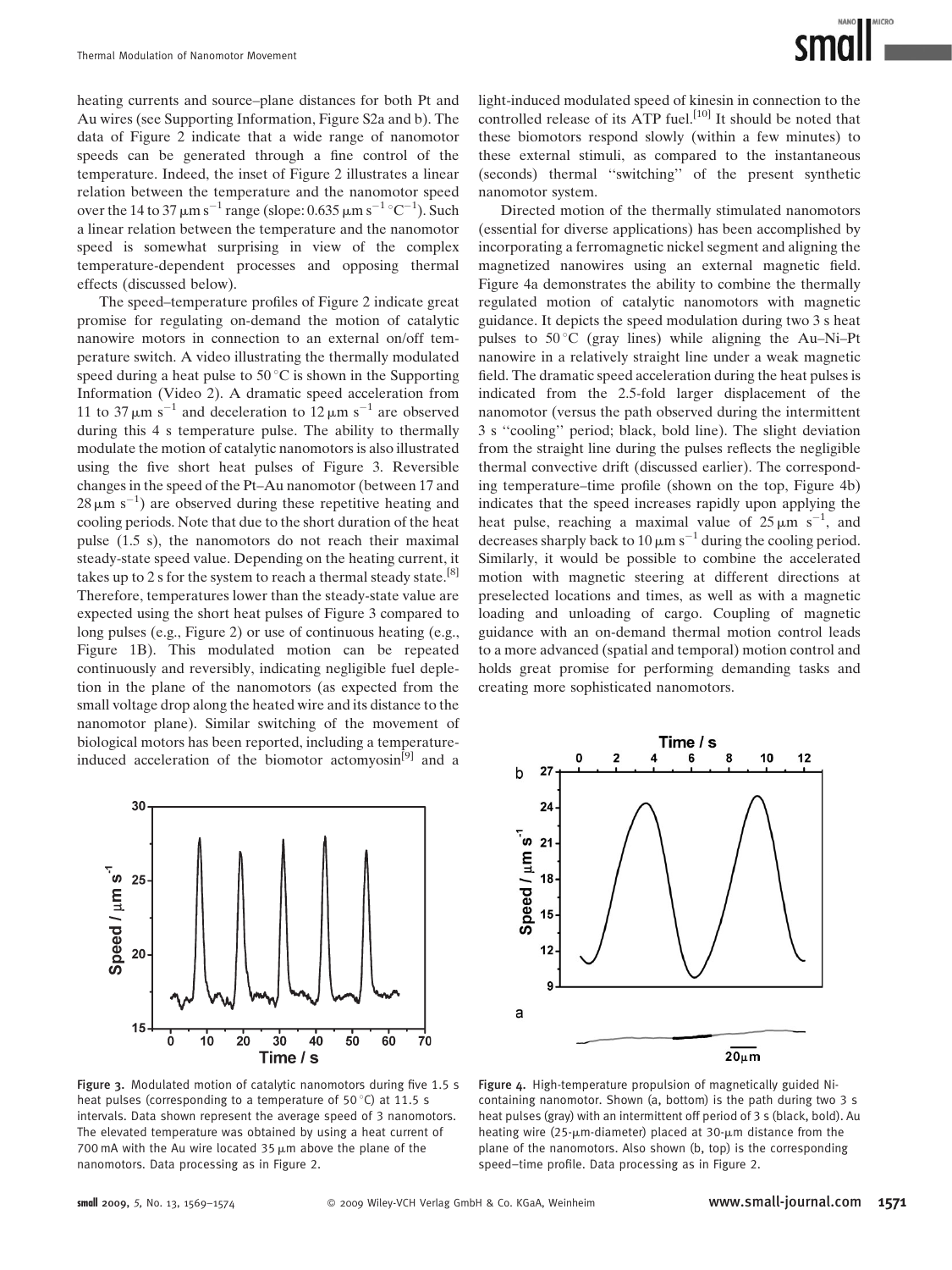heating currents and source–plane distances for both Pt and Au wires (see Supporting Information, Figure S2a and b). The data of Figure 2 indicate that a wide range of nanomotor speeds can be generated through a fine control of the temperature. Indeed, the inset of Figure 2 illustrates a linear relation between the temperature and the nanomotor speed over the 14 to 37 $\mu m\, s^{-1}$ range (slope: 0.635 $\mu m\, s^{-1}\, ^{\circ}C^{-1}$). Such a linear relation between the temperature and the nanomotor speed is somewhat surprising in view of the complex temperature-dependent processes and opposing thermal effects (discussed below).

The speed–temperature profiles of Figure 2 indicate great promise for regulating on-demand the motion of catalytic nanowire motors in connection to an external on/off temperature switch. A video illustrating the thermally modulated speed during a heat pulse to 50 °C is shown in the Supporting Information (Video 2). A dramatic speed acceleration from 11 to 37 $\mu m\, s^{-1}$ and deceleration to 12 $\mu m\, s^{-1}$ are observed during this 4 s temperature pulse. The ability to thermally modulate the motion of catalytic nanomotors is also illustrated using the five short heat pulses of Figure 3. Reversible changes in the speed of the Pt–Au nanomotor (between 17 and 28 $\mu m\, s^{-1}$) are observed during these repetitive heating and cooling periods. Note that due to the short duration of the heat pulse (1.5 s), the nanomotors do not reach their maximal steady-state speed value. Depending on the heating current, it takes up to 2 s for the system to reach a thermal steady state.[8] Therefore, temperatures lower than the steady-state value are expected using the short heat pulses of Figure 3 compared to long pulses (e.g., Figure 2) or use of continuous heating (e.g., Figure 1B). This modulated motion can be repeated continuously and reversibly, indicating negligible fuel depletion in the plane of the nanomotors (as expected from the small voltage drop along the heated wire and its distance to the nanomotor plane). Similar switching of the movement of biological motors has been reported, including a temperature-induced acceleration of the biomotor actomyosin[9] and a light-induced modulated speed of kinesin in connection to the controlled release of its ATP fuel.[10] It should be noted that these biomotors respond slowly (within a few minutes) to these external stimuli, as compared to the instantaneous (seconds) thermal ''switching'' of the present synthetic nanomotor system.

Directed motion of the thermally stimulated nanomotors (essential for diverse applications) has been accomplished by incorporating a ferromagnetic nickel segment and aligning the magnetized nanowires using an external magnetic field. Figure 4a demonstrates the ability to combine the thermally regulated motion of catalytic nanomotors with magnetic guidance. It depicts the speed modulation during two 3 s heat pulses to 50 °C (gray lines) while aligning the Au–Ni–Pt nanowire in a relatively straight line under a weak magnetic field. The dramatic speed acceleration during the heat pulses is indicated from the 2.5-fold larger displacement of the nanomotor (versus the path observed during the intermittent 3 s ''cooling'' period; black, bold line). The slight deviation from the straight line during the pulses reflects the negligible thermal convective drift (discussed earlier). The corresponding temperature–time profile (shown on the top, Figure 4b) indicates that the speed increases rapidly upon applying the heat pulse, reaching a maximal value of 25 $\mu m\, s^{-1}$, and decreases sharply back to 10 $\mu m\, s^{-1}$ during the cooling period. Similarly, it would be possible to combine the accelerated motion with magnetic steering at different directions at preselected locations and times, as well as with a magnetic loading and unloading of cargo. Coupling of magnetic guidance with an on-demand thermal motion control leads to a more advanced (spatial and temporal) motion control and holds great promise for performing demanding tasks and creating more sophisticated nanomotors.

**Figure 3.** Modulated motion of catalytic nanomotors during five 1.5 s heat pulses (corresponding to a temperature of 50 °C) at 11.5 s intervals. Data shown represent the average speed of 3 nanomotors. The elevated temperature was obtained by using a heat current of 700 mA with the Au wire located 35 $\mu m$ above the plane of the nanomotors. Data processing as in Figure 2.

**Figure 4.** High-temperature propulsion of magnetically guided Ni-containing nanomotor. Shown (a, bottom) is the path during two 3 s heat pulses (gray) with an intermittent off period of 3 s (black, bold). Au heating wire (25-$\mu m$-diameter) placed at 30-$\mu m$ distance from the plane of the nanomotors. Also shown (b, top) is the corresponding speed–time profile. Data processing as in Figure 2.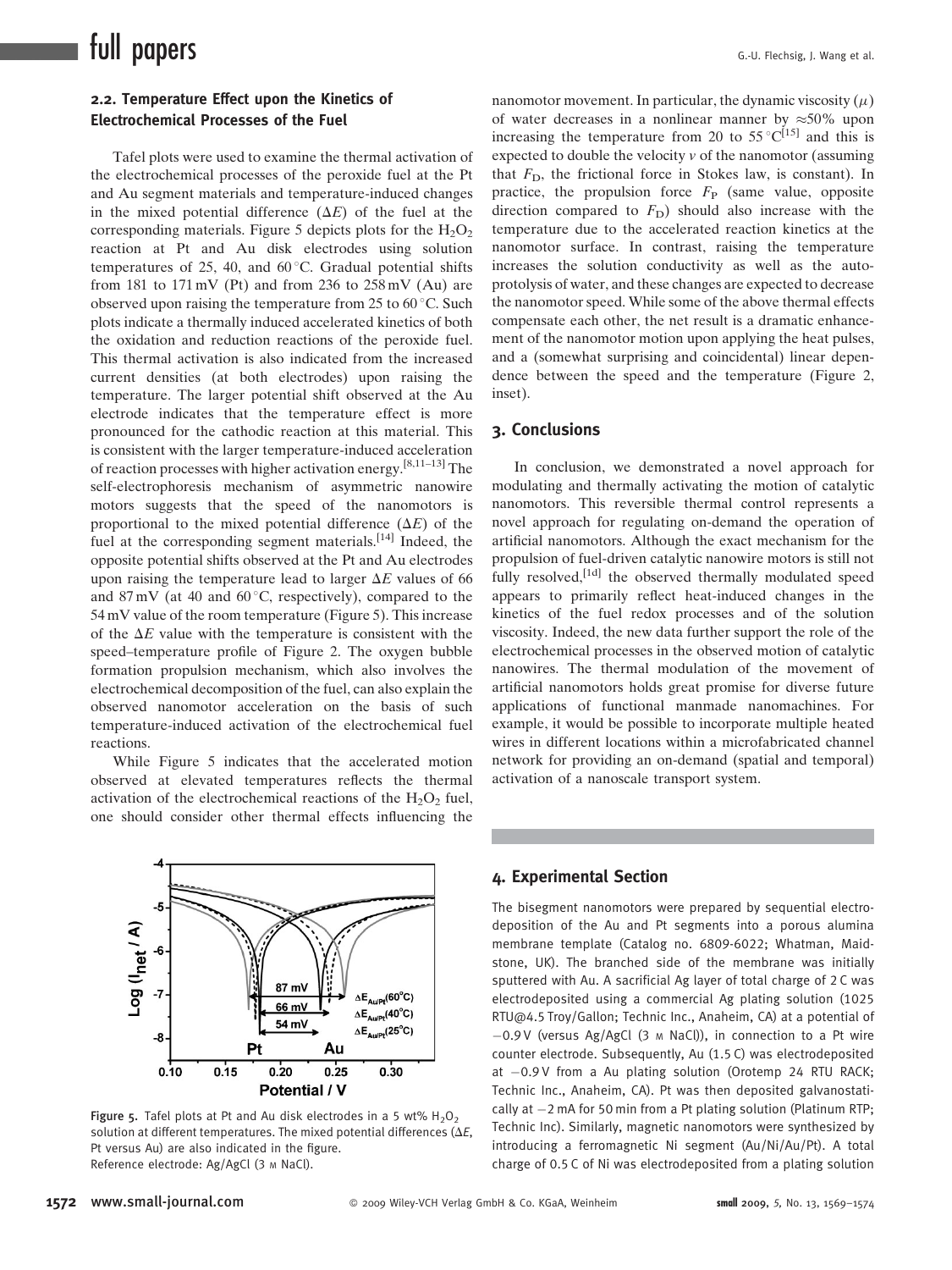### 2.2. Temperature Effect upon the Kinetics of Electrochemical Processes of the Fuel

Tafel plots were used to examine the thermal activation of the electrochemical processes of the peroxide fuel at the Pt and Au segment materials and temperature-induced changes in the mixed potential difference ($\Delta E$) of the fuel at the corresponding materials. Figure 5 depicts plots for the $H_2O_2$ reaction at Pt and Au disk electrodes using solution temperatures of 25, 40, and 60 °C. Gradual potential shifts from 181 to 171 mV (Pt) and from 236 to 258 mV (Au) are observed upon raising the temperature from 25 to 60 °C. Such plots indicate a thermally induced accelerated kinetics of both the oxidation and reduction reactions of the peroxide fuel. This thermal activation is also indicated from the increased current densities (at both electrodes) upon raising the temperature. The larger potential shift observed at the Au electrode indicates that the temperature effect is more pronounced for the cathodic reaction at this material. This is consistent with the larger temperature-induced acceleration of reaction processes with higher activation energy.[8,11–13] The self-electrophoresis mechanism of asymmetric nanowire motors suggests that the speed of the nanomotors is proportional to the mixed potential difference ($\Delta E$) of the fuel at the corresponding segment materials.[14] Indeed, the opposite potential shifts observed at the Pt and Au electrodes upon raising the temperature lead to larger $\Delta E$ values of 66 and 87 mV (at 40 and 60 °C, respectively), compared to the 54 mV value of the room temperature (Figure 5). This increase of the $\Delta E$ value with the temperature is consistent with the speed–temperature profile of Figure 2. The oxygen bubble formation propulsion mechanism, which also involves the electrochemical decomposition of the fuel, can also explain the observed nanomotor acceleration on the basis of such temperature-induced activation of the electrochemical fuel reactions.

While Figure 5 indicates that the accelerated motion observed at elevated temperatures reflects the thermal activation of the electrochemical reactions of the $H_2O_2$ fuel, one should consider other thermal effects influencing the nanomotor movement. In particular, the dynamic viscosity ($\mu$) of water decreases in a nonlinear manner by ≈50% upon increasing the temperature from 20 to 55 °C[15] and this is expected to double the velocity $v$ of the nanomotor (assuming that $F_D$, the frictional force in Stokes law, is constant). In practice, the propulsion force $F_P$ (same value, opposite direction compared to $F_D$) should also increase with the temperature due to the accelerated reaction kinetics at the nanomotor surface. In contrast, raising the temperature increases the solution conductivity as well as the autoprotolysis of water, and these changes are expected to decrease the nanomotor speed. While some of the above thermal effects compensate each other, the net result is a dramatic enhancement of the nanomotor motion upon applying the heat pulses, and a (somewhat surprising and coincidental) linear dependence between the speed and the temperature (Figure 2, inset).

Figure 5. Tafel plots at Pt and Au disk electrodes in a 5 wt% $H_2O_2$ solution at different temperatures. The mixed potential differences ($\Delta E$, Pt versus Au) are also indicated in the figure. Reference electrode: Ag/AgCl (3 M NaCl).

## 3. Conclusions

In conclusion, we demonstrated a novel approach for modulating and thermally activating the motion of catalytic nanomotors. This reversible thermal control represents a novel approach for regulating on-demand the operation of artificial nanomotors. Although the exact mechanism for the propulsion of fuel-driven catalytic nanowire motors is still not fully resolved,[1d] the observed thermally modulated speed appears to primarily reflect heat-induced changes in the kinetics of the fuel redox processes and of the solution viscosity. Indeed, the new data further support the role of the electrochemical processes in the observed motion of catalytic nanowires. The thermal modulation of the movement of artificial nanomotors holds great promise for diverse future applications of functional manmade nanomachines. For example, it would be possible to incorporate multiple heated wires in different locations within a microfabricated channel network for providing an on-demand (spatial and temporal) activation of a nanoscale transport system.

## 4. Experimental Section

The bisegment nanomotors were prepared by sequential electrodeposition of the Au and Pt segments into a porous alumina membrane template (Catalog no. 6809-6022; Whatman, Maidstone, UK). The branched side of the membrane was initially sputtered with Au. A sacrificial Ag layer of total charge of 2 C was electrodeposited using a commercial Ag plating solution (1025 RTU@4.5 Troy/Gallon; Technic Inc., Anaheim, CA) at a potential of −0.9 V (versus Ag/AgCl (3 M NaCl)), in connection to a Pt wire counter electrode. Subsequently, Au (1.5 C) was electrodeposited at −0.9 V from a Au plating solution (Orotemp 24 RTU RACK; Technic Inc., Anaheim, CA). Pt was then deposited galvanostatically at −2 mA for 50 min from a Pt plating solution (Platinum RTP; Technic Inc). Similarly, magnetic nanomotors were synthesized by introducing a ferromagnetic Ni segment (Au/Ni/Au/Pt). A total charge of 0.5 C of Ni was electrodeposited from a plating solution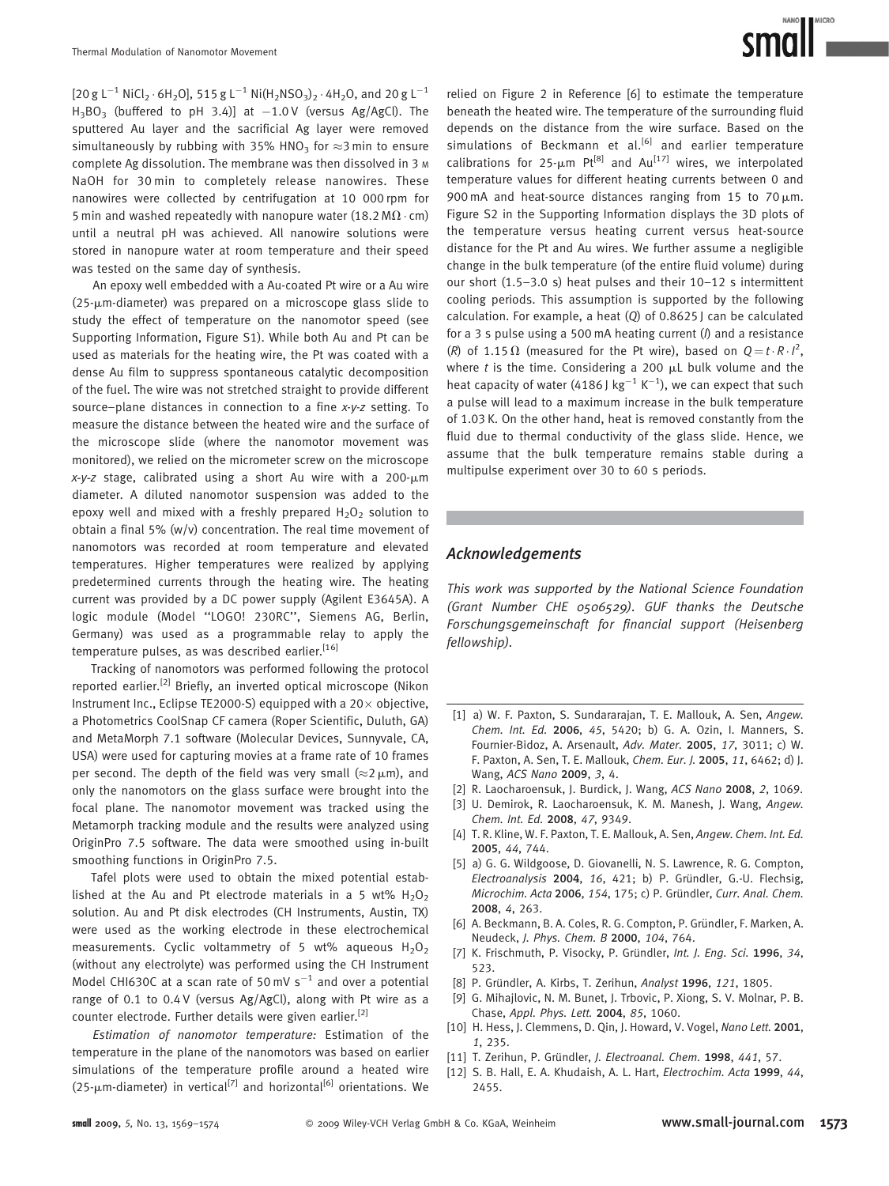[20 g $L^{-1}$ $NiCl_2 \cdot 6H_2O$], 515 g $L^{-1}$ $Ni(H_2NSO_3)_2 \cdot 4H_2O$, and 20 g $L^{-1}$ $H_3BO_3$ (buffered to pH 3.4)] at −1.0 V (versus Ag/AgCl). The sputtered Au layer and the sacrificial Ag layer were removed simultaneously by rubbing with 35% $HNO_3$ for ≈3 min to ensure complete Ag dissolution. The membrane was then dissolved in 3 M NaOH for 30 min to completely release nanowires. These nanowires were collected by centrifugation at 10 000 rpm for 5 min and washed repeatedly with nanopure water (18.2 MΩ · cm) until a neutral pH was achieved. All nanowire solutions were stored in nanopure water at room temperature and their speed was tested on the same day of synthesis.

An epoxy well embedded with a Au-coated Pt wire or a Au wire (25-μm-diameter) was prepared on a microscope glass slide to study the effect of temperature on the nanomotor speed (see Supporting Information, Figure S1). While both Au and Pt can be used as materials for the heating wire, the Pt was coated with a dense Au film to suppress spontaneous catalytic decomposition of the fuel. The wire was not stretched straight to provide different source–plane distances in connection to a fine *x-y-z* setting. To measure the distance between the heated wire and the surface of the microscope slide (where the nanomotor movement was monitored), we relied on the micrometer screw on the microscope *x-y-z* stage, calibrated using a short Au wire with a 200-μm diameter. A diluted nanomotor suspension was added to the epoxy well and mixed with a freshly prepared $H_2O_2$ solution to obtain a final 5% (w/v) concentration. The real time movement of nanomotors was recorded at room temperature and elevated temperatures. Higher temperatures were realized by applying predetermined currents through the heating wire. The heating current was provided by a DC power supply (Agilent E3645A). A logic module (Model "LOGO! 230RC", Siemens AG, Berlin, Germany) was used as a programmable relay to apply the temperature pulses, as was described earlier.[16]

Tracking of nanomotors was performed following the protocol reported earlier.[2] Briefly, an inverted optical microscope (Nikon Instrument Inc., Eclipse TE2000-S) equipped with a 20× objective, a Photometrics CoolSnap CF camera (Roper Scientific, Duluth, GA) and MetaMorph 7.1 software (Molecular Devices, Sunnyvale, CA, USA) were used for capturing movies at a frame rate of 10 frames per second. The depth of the field was very small (≈2 μm), and only the nanomotors on the glass surface were brought into the focal plane. The nanomotor movement was tracked using the Metamorph tracking module and the results were analyzed using OriginPro 7.5 software. The data were smoothed using in-built smoothing functions in OriginPro 7.5.

Tafel plots were used to obtain the mixed potential established at the Au and Pt electrode materials in a 5 wt% $H_2O_2$ solution. Au and Pt disk electrodes (CH Instruments, Austin, TX) were used as the working electrode in these electrochemical measurements. Cyclic voltammetry of 5 wt% aqueous $H_2O_2$ (without any electrolyte) was performed using the CH Instrument Model CHI630C at a scan rate of 50 mV $s^{-1}$ and over a potential range of 0.1 to 0.4 V (versus Ag/AgCl), along with Pt wire as a counter electrode. Further details were given earlier.[2]

*Estimation of nanomotor temperature:* Estimation of the temperature in the plane of the nanomotors was based on earlier simulations of the temperature profile around a heated wire (25-μm-diameter) in vertical[7] and horizontal[6] orientations. We relied on Figure 2 in Reference [6] to estimate the temperature beneath the heated wire. The temperature of the surrounding fluid depends on the distance from the wire surface. Based on the simulations of Beckmann et al.[6] and earlier temperature calibrations for 25-μm Pt[8] and Au[17] wires, we interpolated temperature values for different heating currents between 0 and 900 mA and heat-source distances ranging from 15 to 70 μm. Figure S2 in the Supporting Information displays the 3D plots of the temperature versus heating current versus heat-source distance for the Pt and Au wires. We further assume a negligible change in the bulk temperature (of the entire fluid volume) during our short (1.5–3.0 s) heat pulses and their 10–12 s intermittent cooling periods. This assumption is supported by the following calculation. For example, a heat ($Q$) of 0.8625 J can be calculated for a 3 s pulse using a 500 mA heating current ($I$) and a resistance ($R$) of 1.15 Ω (measured for the Pt wire), based on $Q = t \cdot R \cdot I^2$, where $t$ is the time. Considering a 200 μL bulk volume and the heat capacity of water (4186 J $kg^{-1}$ $K^{-1}$), we can expect that such a pulse will lead to a maximum increase in the bulk temperature of 1.03 K. On the other hand, heat is removed constantly from the fluid due to thermal conductivity of the glass slide. Hence, we assume that the bulk temperature remains stable during a multipulse experiment over 30 to 60 s periods.

## Acknowledgements

*This work was supported by the National Science Foundation (Grant Number CHE 0506529). GUF thanks the Deutsche Forschungsgemeinschaft for financial support (Heisenberg fellowship).*

[1] a) W. F. Paxton, S. Sundararajan, T. E. Mallouk, A. Sen, *Angew. Chem. Int. Ed.* **2006**, *45*, 5420; b) G. A. Ozin, I. Manners, S. Fournier-Bidoz, A. Arsenault, *Adv. Mater.* **2005**, *17*, 3011; c) W. F. Paxton, A. Sen, T. E. Mallouk, *Chem. Eur. J.* **2005**, *11*, 6462; d) J. Wang, *ACS Nano* **2009**, *3*, 4.

[2] R. Laocharoensuk, J. Burdick, J. Wang, *ACS Nano* **2008**, *2*, 1069.

[3] U. Demirok, R. Laocharoensuk, K. M. Manesh, J. Wang, *Angew. Chem. Int. Ed.* **2008**, *47*, 9349.

[4] T. R. Kline, W. F. Paxton, T. E. Mallouk, A. Sen, *Angew. Chem. Int. Ed.* **2005**, *44*, 744.

[5] a) G. G. Wildgoose, D. Giovanelli, N. S. Lawrence, R. G. Compton, *Electroanalysis* **2004**, *16*, 421; b) P. Gründler, G.-U. Flechsig, *Microchim. Acta* **2006**, *154*, 175; c) P. Gründler, *Curr. Anal. Chem.* **2008**, *4*, 263.

[6] A. Beckmann, B. A. Coles, R. G. Compton, P. Gründler, F. Marken, A. Neudeck, *J. Phys. Chem. B* **2000**, *104*, 764.

[7] K. Frischmuth, P. Visocky, P. Gründler, *Int. J. Eng. Sci.* **1996**, *34*, 523.

[8] P. Gründler, A. Kirbs, T. Zerihun, *Analyst* **1996**, *121*, 1805.

[9] G. Mihajlovic, N. M. Bunet, J. Trbovic, P. Xiong, S. V. Molnar, P. B. Chase, *Appl. Phys. Lett.* **2004**, *85*, 1060.

[10] H. Hess, J. Clemmens, D. Qin, J. Howard, V. Vogel, *Nano Lett.* **2001**, *1*, 235.

[11] T. Zerihun, P. Gründler, *J. Electroanal. Chem.* **1998**, *441*, 57.

[12] S. B. Hall, E. A. Khudaish, A. L. Hart, *Electrochim. Acta* **1999**, *44*, 2455.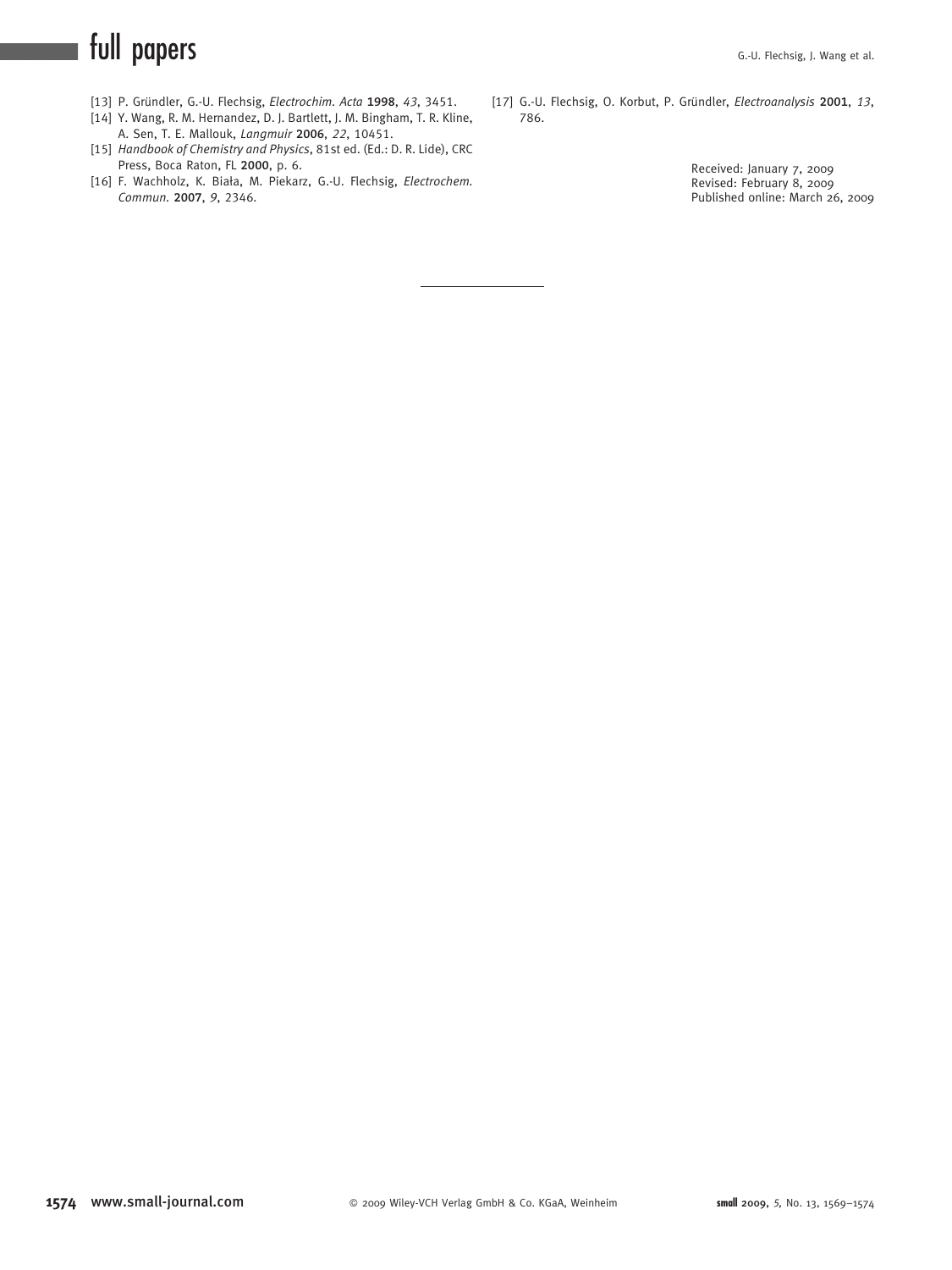[13] P. Gründler, G.-U. Flechsig, *Electrochim. Acta* **1998**, *43*, 3451.

[14] Y. Wang, R. M. Hernandez, D. J. Bartlett, J. M. Bingham, T. R. Kline, A. Sen, T. E. Mallouk, *Langmuir* **2006**, *22*, 10451.

[15] *Handbook of Chemistry and Physics*, 81st ed. (Ed.: D. R. Lide), CRC Press, Boca Raton, FL **2000**, p. 6.

[16] F. Wachholz, K. Biała, M. Piekarz, G.-U. Flechsig, *Electrochem. Commun.* **2007**, *9*, 2346.

[17] G.-U. Flechsig, O. Korbut, P. Gründler, *Electroanalysis* **2001**, *13*, 786.

Received: January 7, 2009
Revised: February 8, 2009
Published online: March 26, 2009